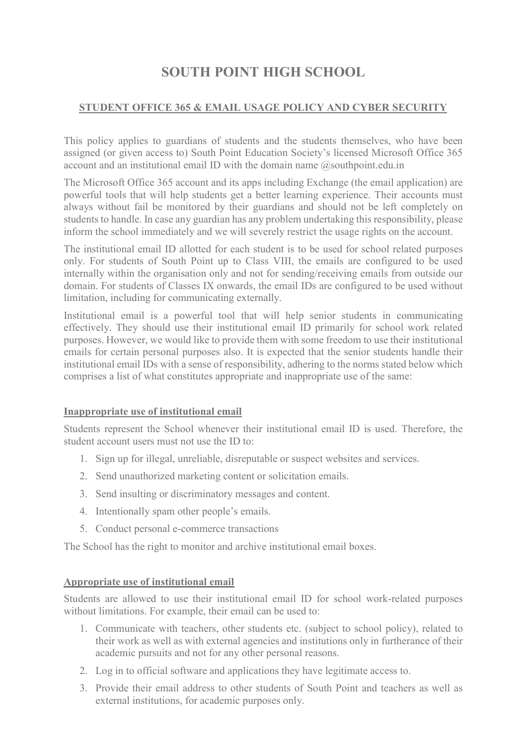# SOUTH POINT HIGH SCHOOL

## STUDENT OFFICE 365 & EMAIL USAGE POLICY AND CYBER SECURITY

This policy applies to guardians of students and the students themselves, who have been assigned (or given access to) South Point Education Society's licensed Microsoft Office 365 account and an institutional email ID with the domain name @southpoint.edu.in

The Microsoft Office 365 account and its apps including Exchange (the email application) are powerful tools that will help students get a better learning experience. Their accounts must always without fail be monitored by their guardians and should not be left completely on students to handle. In case any guardian has any problem undertaking this responsibility, please inform the school immediately and we will severely restrict the usage rights on the account.

The institutional email ID allotted for each student is to be used for school related purposes only. For students of South Point up to Class VIII, the emails are configured to be used internally within the organisation only and not for sending/receiving emails from outside our domain. For students of Classes IX onwards, the email IDs are configured to be used without limitation, including for communicating externally.

Institutional email is a powerful tool that will help senior students in communicating effectively. They should use their institutional email ID primarily for school work related purposes. However, we would like to provide them with some freedom to use their institutional emails for certain personal purposes also. It is expected that the senior students handle their institutional email IDs with a sense of responsibility, adhering to the norms stated below which comprises a list of what constitutes appropriate and inappropriate use of the same:

### Inappropriate use of institutional email

Students represent the School whenever their institutional email ID is used. Therefore, the student account users must not use the ID to:

1. Sign up for illegal, unreliable, disreputable or suspect websites and services.
2. Send unauthorized marketing content or solicitation emails.
3. Send insulting or discriminatory messages and content.
4. Intentionally spam other people's emails.
5. Conduct personal e-commerce transactions

The School has the right to monitor and archive institutional email boxes.

### Appropriate use of institutional email

Students are allowed to use their institutional email ID for school work-related purposes without limitations. For example, their email can be used to:

1. Communicate with teachers, other students etc. (subject to school policy), related to their work as well as with external agencies and institutions only in furtherance of their academic pursuits and not for any other personal reasons.
2. Log in to official software and applications they have legitimate access to.
3. Provide their email address to other students of South Point and teachers as well as external institutions, for academic purposes only.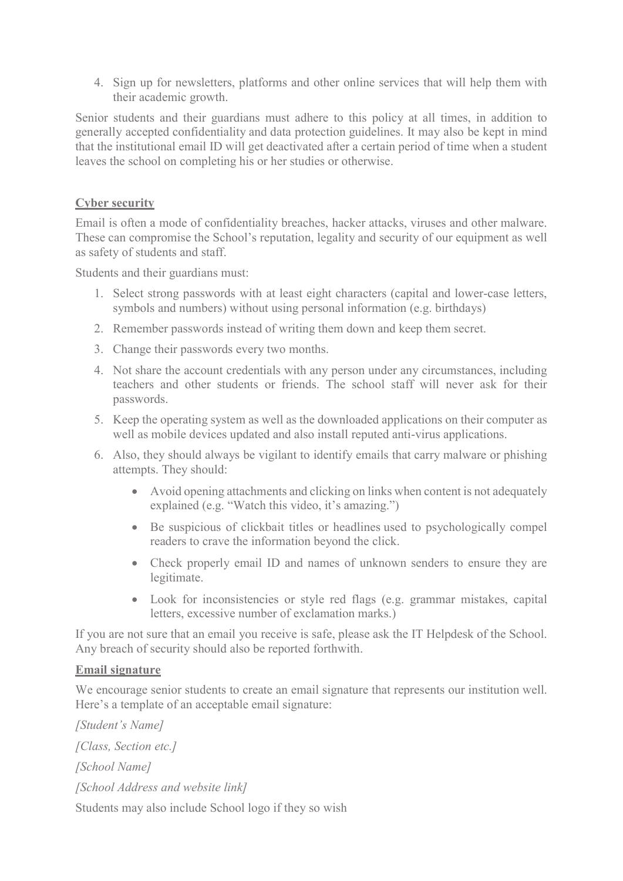4. Sign up for newsletters, platforms and other online services that will help them with their academic growth.

Senior students and their guardians must adhere to this policy at all times, in addition to generally accepted confidentiality and data protection guidelines. It may also be kept in mind that the institutional email ID will get deactivated after a certain period of time when a student leaves the school on completing his or her studies or otherwise.

## Cyber security

Email is often a mode of confidentiality breaches, hacker attacks, viruses and other malware. These can compromise the School's reputation, legality and security of our equipment as well as safety of students and staff.

Students and their guardians must:

1. Select strong passwords with at least eight characters (capital and lower-case letters, symbols and numbers) without using personal information (e.g. birthdays)
2. Remember passwords instead of writing them down and keep them secret.
3. Change their passwords every two months.
4. Not share the account credentials with any person under any circumstances, including teachers and other students or friends. The school staff will never ask for their passwords.
5. Keep the operating system as well as the downloaded applications on their computer as well as mobile devices updated and also install reputed anti-virus applications.
6. Also, they should always be vigilant to identify emails that carry malware or phishing attempts. They should:
   - Avoid opening attachments and clicking on links when content is not adequately explained (e.g. "Watch this video, it's amazing.")
   - Be suspicious of clickbait titles or headlines used to psychologically compel readers to crave the information beyond the click.
   - Check properly email ID and names of unknown senders to ensure they are legitimate.
   - Look for inconsistencies or style red flags (e.g. grammar mistakes, capital letters, excessive number of exclamation marks.)

If you are not sure that an email you receive is safe, please ask the IT Helpdesk of the School. Any breach of security should also be reported forthwith.

## Email signature

We encourage senior students to create an email signature that represents our institution well. Here's a template of an acceptable email signature:

*[Student's Name]*

*[Class, Section etc.]*

*[School Name]*

*[School Address and website link]*

Students may also include School logo if they so wish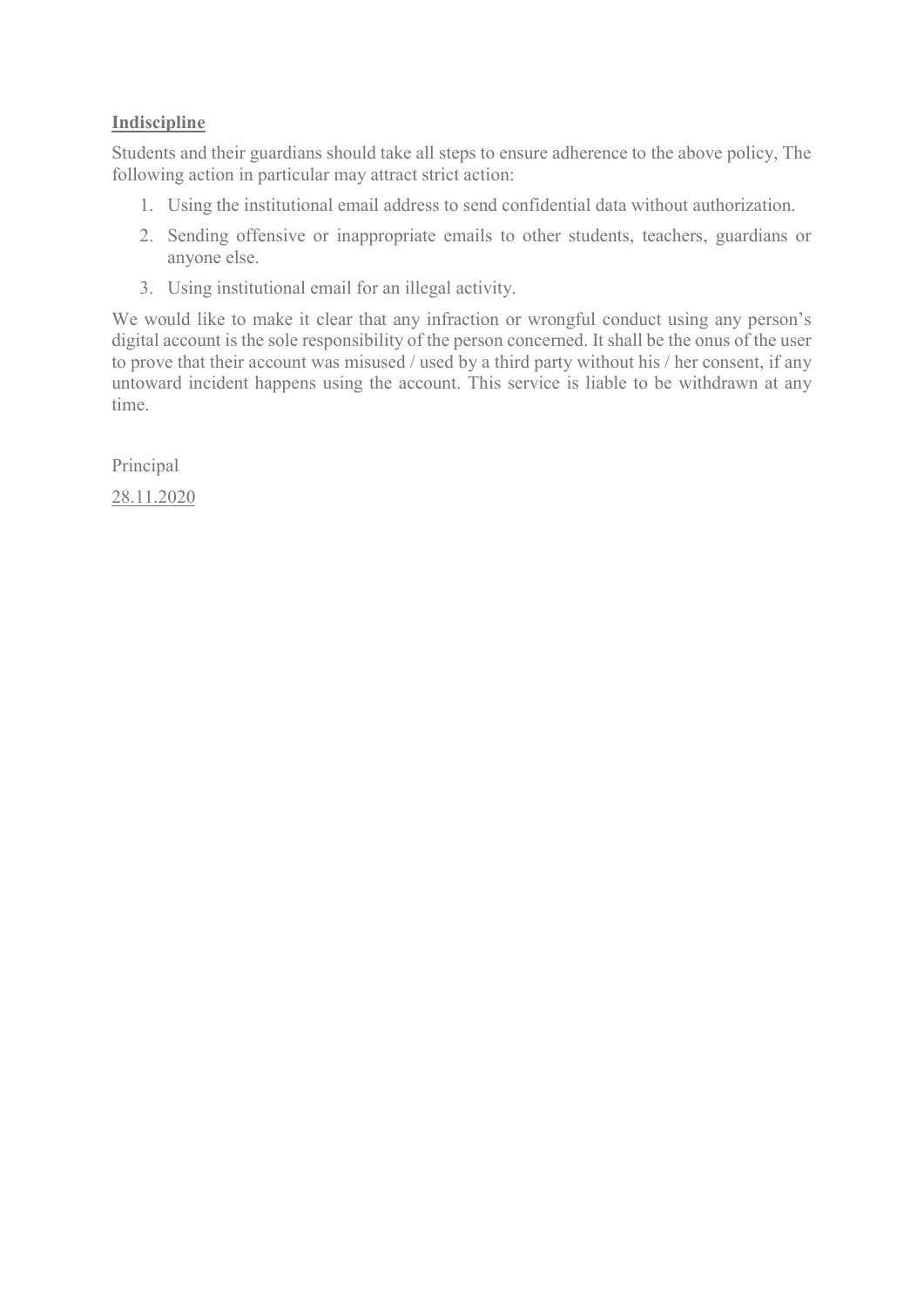**Indiscipline**

Students and their guardians should take all steps to ensure adherence to the above policy, The following action in particular may attract strict action:

1. Using the institutional email address to send confidential data without authorization.
2. Sending offensive or inappropriate emails to other students, teachers, guardians or anyone else.
3. Using institutional email for an illegal activity.

We would like to make it clear that any infraction or wrongful conduct using any person's digital account is the sole responsibility of the person concerned. It shall be the onus of the user to prove that their account was misused / used by a third party without his / her consent, if any untoward incident happens using the account. This service is liable to be withdrawn at any time.

Principal

28.11.2020